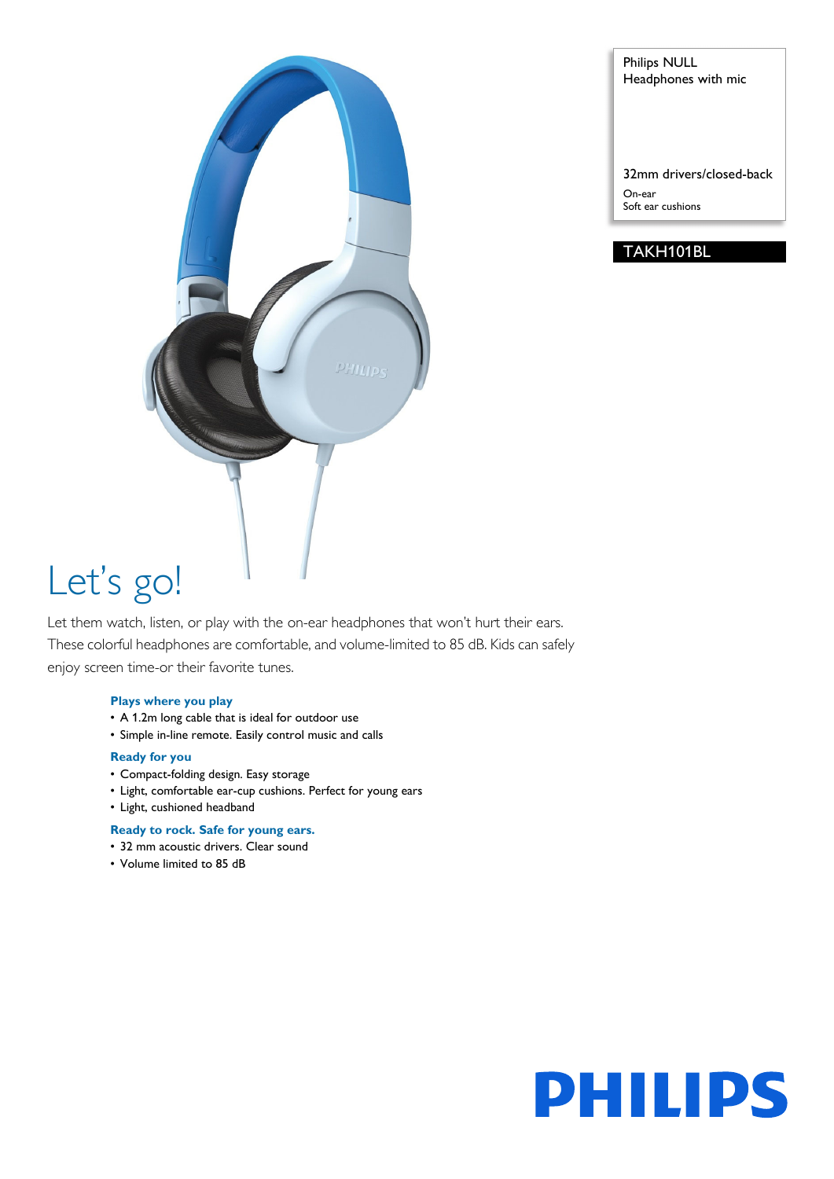Philips NULL
Headphones with mic

32mm drivers/closed-back

On-ear
Soft ear cushions

TAKH101BL

# Let's go!

Let them watch, listen, or play with the on-ear headphones that won't hurt their ears. These colorful headphones are comfortable, and volume-limited to 85 dB. Kids can safely enjoy screen time-or their favorite tunes.

### Plays where you play

- A 1.2m long cable that is ideal for outdoor use
- Simple in-line remote. Easily control music and calls

### Ready for you

- Compact-folding design. Easy storage
- Light, comfortable ear-cup cushions. Perfect for young ears
- Light, cushioned headband

### Ready to rock. Safe for young ears.

- 32 mm acoustic drivers. Clear sound
- Volume limited to 85 dB

PHILIPS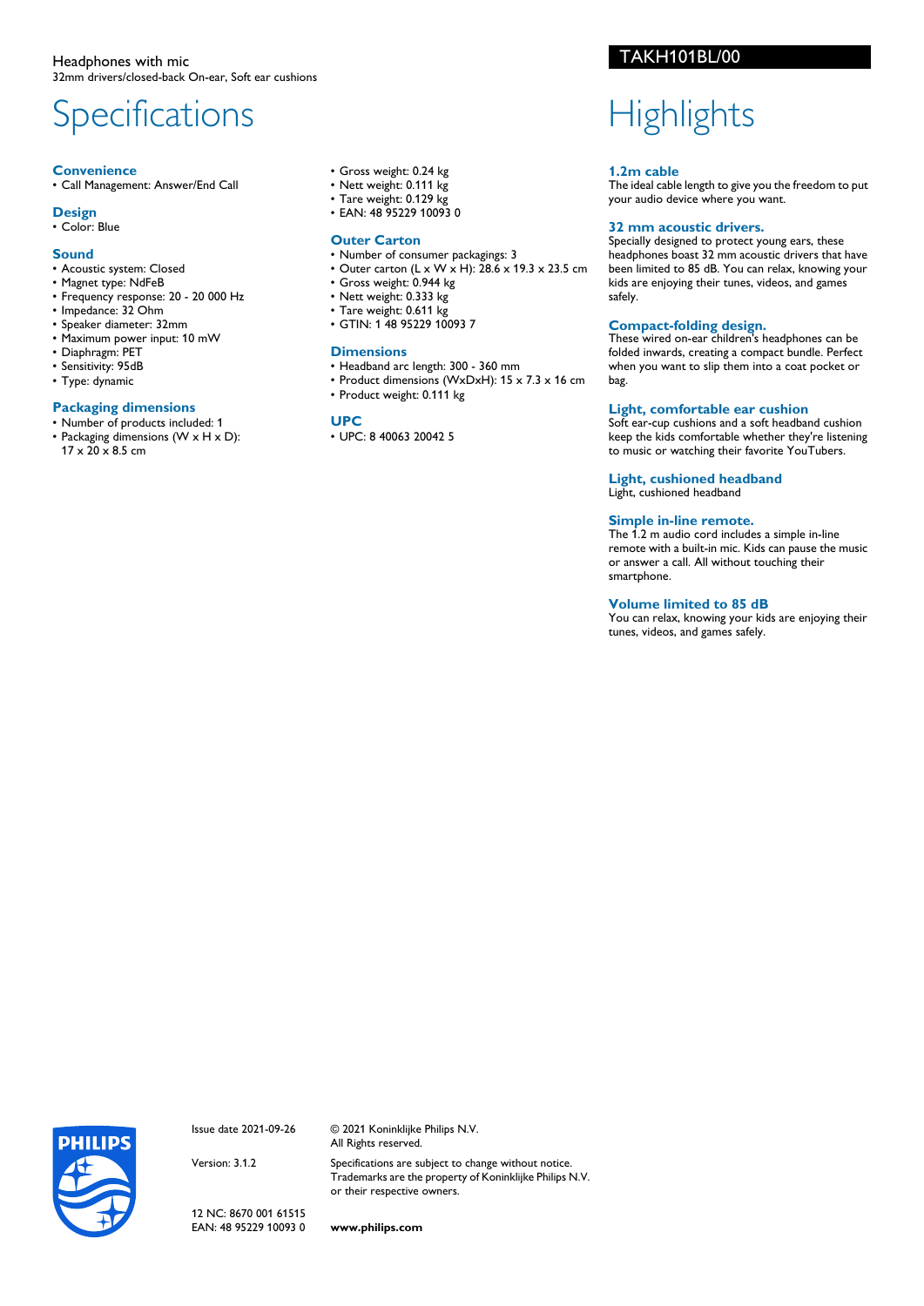Headphones with mic
32mm drivers/closed-back On-ear, Soft ear cushions

TAKH101BL/00

# Specifications

### Convenience
- Call Management: Answer/End Call

### Design
- Color: Blue

### Sound
- Acoustic system: Closed
- Magnet type: NdFeB
- Frequency response: 20 - 20 000 Hz
- Impedance: 32 Ohm
- Speaker diameter: 32mm
- Maximum power input: 10 mW
- Diaphragm: PET
- Sensitivity: 95dB
- Type: dynamic

### Packaging dimensions
- Number of products included: 1
- Packaging dimensions (W x H x D): 17 x 20 x 8.5 cm
- Gross weight: 0.24 kg
- Nett weight: 0.111 kg
- Tare weight: 0.129 kg
- EAN: 48 95229 10093 0

### Outer Carton
- Number of consumer packagings: 3
- Outer carton (L x W x H): 28.6 x 19.3 x 23.5 cm
- Gross weight: 0.944 kg
- Nett weight: 0.333 kg
- Tare weight: 0.611 kg
- GTIN: 1 48 95229 10093 7

### Dimensions
- Headband arc length: 300 - 360 mm
- Product dimensions (WxDxH): 15 x 7.3 x 16 cm
- Product weight: 0.111 kg

### UPC
- UPC: 8 40063 20042 5

# Highlights

### 1.2m cable
The ideal cable length to give you the freedom to put your audio device where you want.

### 32 mm acoustic drivers.
Specially designed to protect young ears, these headphones boast 32 mm acoustic drivers that have been limited to 85 dB. You can relax, knowing your kids are enjoying their tunes, videos, and games safely.

### Compact-folding design.
These wired on-ear children's headphones can be folded inwards, creating a compact bundle. Perfect when you want to slip them into a coat pocket or bag.

### Light, comfortable ear cushion
Soft ear-cup cushions and a soft headband cushion keep the kids comfortable whether they're listening to music or watching their favorite YouTubers.

### Light, cushioned headband
Light, cushioned headband

### Simple in-line remote.
The 1.2 m audio cord includes a simple in-line remote with a built-in mic. Kids can pause the music or answer a call. All without touching their smartphone.

### Volume limited to 85 dB
You can relax, knowing your kids are enjoying their tunes, videos, and games safely.

Issue date 2021-09-26

Version: 3.1.2

12 NC: 8670 001 61515
EAN: 48 95229 10093 0

© 2021 Koninklijke Philips N.V.
All Rights reserved.

Specifications are subject to change without notice. Trademarks are the property of Koninklijke Philips N.V. or their respective owners.

**www.philips.com**